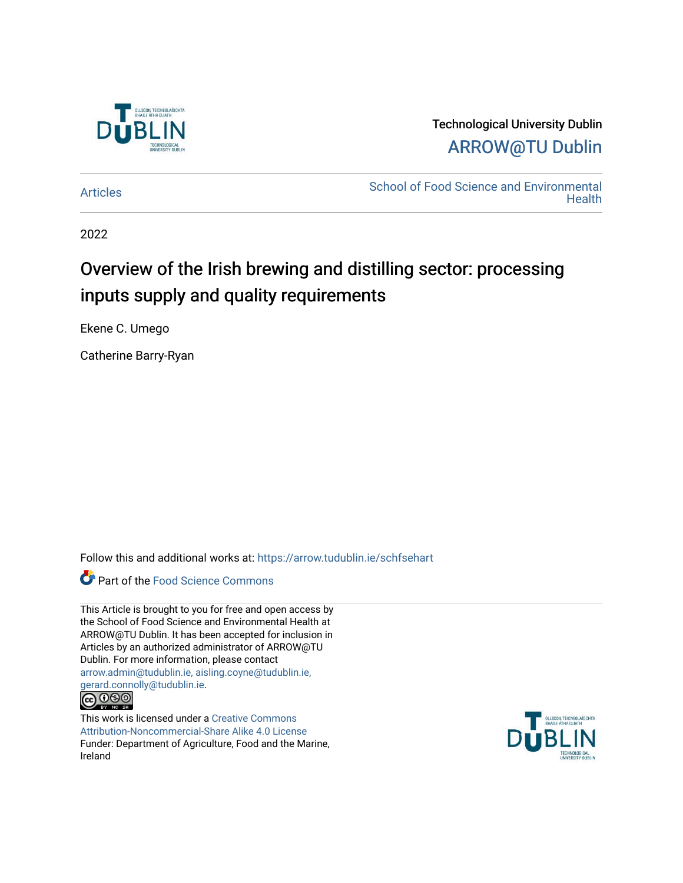Technological University Dublin

ARROW@TU Dublin

Articles

School of Food Science and Environmental Health

2022

# Overview of the Irish brewing and distilling sector: processing inputs supply and quality requirements

Ekene C. Umego

Catherine Barry-Ryan

Follow this and additional works at: https://arrow.tudublin.ie/schfsehart

Part of the Food Science Commons

This Article is brought to you for free and open access by the School of Food Science and Environmental Health at ARROW@TU Dublin. It has been accepted for inclusion in Articles by an authorized administrator of ARROW@TU Dublin. For more information, please contact arrow.admin@tudublin.ie, aisling.coyne@tudublin.ie, gerard.connolly@tudublin.ie.

This work is licensed under a Creative Commons Attribution-Noncommercial-Share Alike 4.0 License

Funder: Department of Agriculture, Food and the Marine, Ireland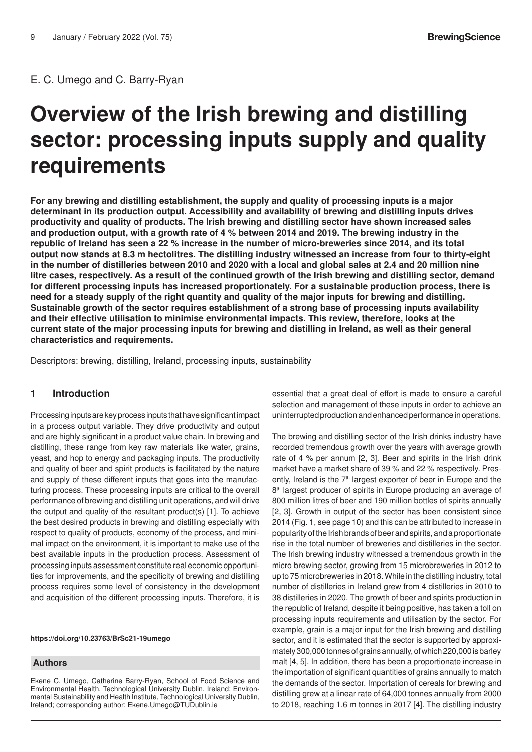E. C. Umego and C. Barry-Ryan

# Overview of the Irish brewing and distilling sector: processing inputs supply and quality requirements

**For any brewing and distilling establishment, the supply and quality of processing inputs is a major determinant in its production output. Accessibility and availability of brewing and distilling inputs drives productivity and quality of products. The Irish brewing and distilling sector have shown increased sales and production output, with a growth rate of 4 % between 2014 and 2019. The brewing industry in the republic of Ireland has seen a 22 % increase in the number of micro-breweries since 2014, and its total output now stands at 8.3 m hectolitres. The distilling industry witnessed an increase from four to thirty-eight in the number of distilleries between 2010 and 2020 with a local and global sales at 2.4 and 20 million nine litre cases, respectively. As a result of the continued growth of the Irish brewing and distilling sector, demand for different processing inputs has increased proportionately. For a sustainable production process, there is need for a steady supply of the right quantity and quality of the major inputs for brewing and distilling. Sustainable growth of the sector requires establishment of a strong base of processing inputs availability and their effective utilisation to minimise environmental impacts. This review, therefore, looks at the current state of the major processing inputs for brewing and distilling in Ireland, as well as their general characteristics and requirements.**

Descriptors: brewing, distilling, Ireland, processing inputs, sustainability

## 1 Introduction

Processing inputs are key process inputs that have significant impact in a process output variable. They drive productivity and output and are highly significant in a product value chain. In brewing and distilling, these range from key raw materials like water, grains, yeast, and hop to energy and packaging inputs. The productivity and quality of beer and spirit products is facilitated by the nature and supply of these different inputs that goes into the manufacturing process. These processing inputs are critical to the overall performance of brewing and distilling unit operations, and will drive the output and quality of the resultant product(s) [1]. To achieve the best desired products in brewing and distilling especially with respect to quality of products, economy of the process, and minimal impact on the environment, it is important to make use of the best available inputs in the production process. Assessment of processing inputs assessment constitute real economic opportunities for improvements, and the specificity of brewing and distilling process requires some level of consistency in the development and acquisition of the different processing inputs. Therefore, it is essential that a great deal of effort is made to ensure a careful selection and management of these inputs in order to achieve an uninterrupted production and enhanced performance in operations.

The brewing and distilling sector of the Irish drinks industry have recorded tremendous growth over the years with average growth rate of 4 % per annum [2, 3]. Beer and spirits in the Irish drink market have a market share of 39 % and 22 % respectively. Presently, Ireland is the 7th largest exporter of beer in Europe and the 8th largest producer of spirits in Europe producing an average of 800 million litres of beer and 190 million bottles of spirits annually [2, 3]. Growth in output of the sector has been consistent since 2014 (Fig. 1, see page 10) and this can be attributed to increase in popularity of the Irish brands of beer and spirits, and a proportionate rise in the total number of breweries and distilleries in the sector. The Irish brewing industry witnessed a tremendous growth in the micro brewing sector, growing from 15 microbreweries in 2012 to up to 75 microbreweries in 2018. While in the distilling industry, total number of distilleries in Ireland grew from 4 distilleries in 2010 to 38 distilleries in 2020. The growth of beer and spirits production in the republic of Ireland, despite it being positive, has taken a toll on processing inputs requirements and utilisation by the sector. For example, grain is a major input for the Irish brewing and distilling sector, and it is estimated that the sector is supported by approximately 300,000 tonnes of grains annually, of which 220,000 is barley malt [4, 5]. In addition, there has been a proportionate increase in the importation of significant quantities of grains annually to match the demands of the sector. Importation of cereals for brewing and distilling grew at a linear rate of 64,000 tonnes annually from 2000 to 2018, reaching 1.6 m tonnes in 2017 [4]. The distilling industry

**https://doi.org/10.23763/BrSc21-19umego**

**Authors**

Ekene C. Umego, Catherine Barry-Ryan, School of Food Science and Environmental Health, Technological University Dublin, Ireland; Environmental Sustainability and Health Institute, Technological University Dublin, Ireland; corresponding author: Ekene.Umego@TUDublin.ie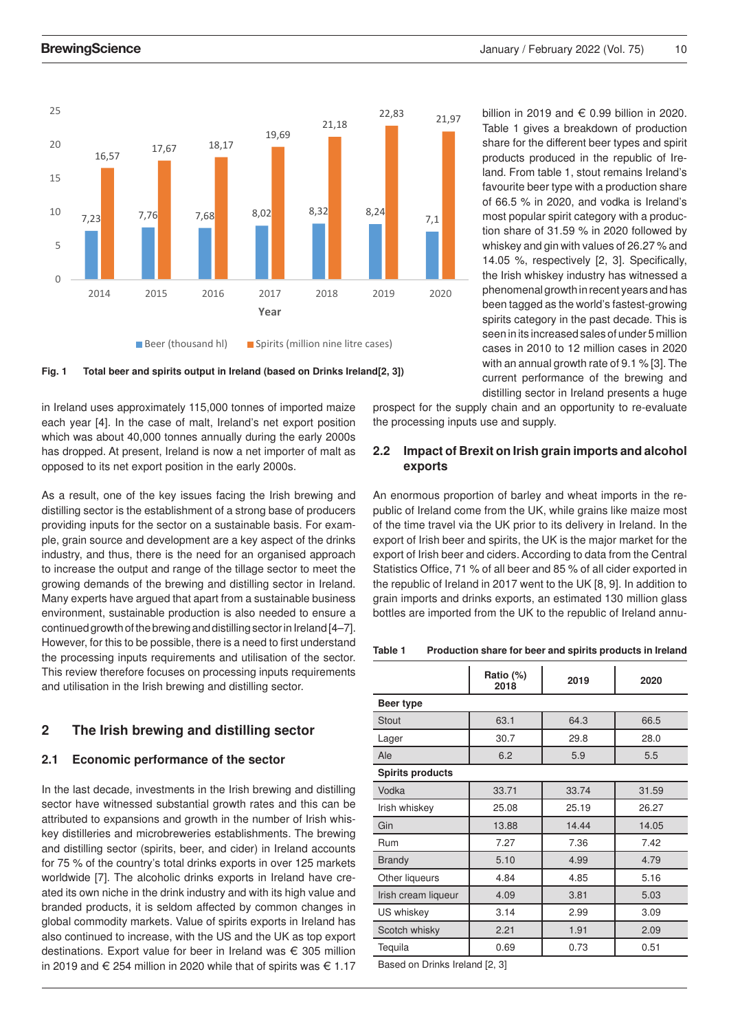Fig. 1 Total beer and spirits output in Ireland (based on Drinks Ireland[2, 3])

in Ireland uses approximately 115,000 tonnes of imported maize each year [4]. In the case of malt, Ireland's net export position which was about 40,000 tonnes annually during the early 2000s has dropped. At present, Ireland is now a net importer of malt as opposed to its net export position in the early 2000s.

As a result, one of the key issues facing the Irish brewing and distilling sector is the establishment of a strong base of producers providing inputs for the sector on a sustainable basis. For example, grain source and development are a key aspect of the drinks industry, and thus, there is the need for an organised approach to increase the output and range of the tillage sector to meet the growing demands of the brewing and distilling sector in Ireland. Many experts have argued that apart from a sustainable business environment, sustainable production is also needed to ensure a continued growth of the brewing and distilling sector in Ireland [4–7]. However, for this to be possible, there is a need to first understand the processing inputs requirements and utilisation of the sector. This review therefore focuses on processing inputs requirements and utilisation in the Irish brewing and distilling sector.

## 2 The Irish brewing and distilling sector

### 2.1 Economic performance of the sector

In the last decade, investments in the Irish brewing and distilling sector have witnessed substantial growth rates and this can be attributed to expansions and growth in the number of Irish whiskey distilleries and microbreweries establishments. The brewing and distilling sector (spirits, beer, and cider) in Ireland accounts for 75 % of the country's total drinks exports in over 125 markets worldwide [7]. The alcoholic drinks exports in Ireland have created its own niche in the drink industry and with its high value and branded products, it is seldom affected by common changes in global commodity markets. Value of spirits exports in Ireland has also continued to increase, with the US and the UK as top export destinations. Export value for beer in Ireland was € 305 million in 2019 and € 254 million in 2020 while that of spirits was € 1.17 billion in 2019 and € 0.99 billion in 2020. Table 1 gives a breakdown of production share for the different beer types and spirit products produced in the republic of Ireland. From table 1, stout remains Ireland's favourite beer type with a production share of 66.5 % in 2020, and vodka is Ireland's most popular spirit category with a production share of 31.59 % in 2020 followed by whiskey and gin with values of 26.27 % and 14.05 %, respectively [2, 3]. Specifically, the Irish whiskey industry has witnessed a phenomenal growth in recent years and has been tagged as the world's fastest-growing spirits category in the past decade. This is seen in its increased sales of under 5 million cases in 2010 to 12 million cases in 2020 with an annual growth rate of 9.1 % [3]. The current performance of the brewing and distilling sector in Ireland presents a huge prospect for the supply chain and an opportunity to re-evaluate the processing inputs use and supply.

### 2.2 Impact of Brexit on Irish grain imports and alcohol exports

An enormous proportion of barley and wheat imports in the republic of Ireland come from the UK, while grains like maize most of the time travel via the UK prior to its delivery in Ireland. In the export of Irish beer and spirits, the UK is the major market for the export of Irish beer and ciders. According to data from the Central Statistics Office, 71 % of all beer and 85 % of all cider exported in the republic of Ireland in 2017 went to the UK [8, 9]. In addition to grain imports and drinks exports, an estimated 130 million glass bottles are imported from the UK to the republic of Ireland annu-

Table 1 Production share for beer and spirits products in Ireland

| | Ratio (%) 2018 | 2019 | 2020 |
|---|---|---|---|
| **Beer type** | | | |
| Stout | 63.1 | 64.3 | 66.5 |
| Lager | 30.7 | 29.8 | 28.0 |
| Ale | 6.2 | 5.9 | 5.5 |
| **Spirits products** | | | |
| Vodka | 33.71 | 33.74 | 31.59 |
| Irish whiskey | 25.08 | 25.19 | 26.27 |
| Gin | 13.88 | 14.44 | 14.05 |
| Rum | 7.27 | 7.36 | 7.42 |
| Brandy | 5.10 | 4.99 | 4.79 |
| Other liqueurs | 4.84 | 4.85 | 5.16 |
| Irish cream liqueur | 4.09 | 3.81 | 5.03 |
| US whiskey | 3.14 | 2.99 | 3.09 |
| Scotch whisky | 2.21 | 1.91 | 2.09 |
| Tequila | 0.69 | 0.73 | 0.51 |

Based on Drinks Ireland [2, 3]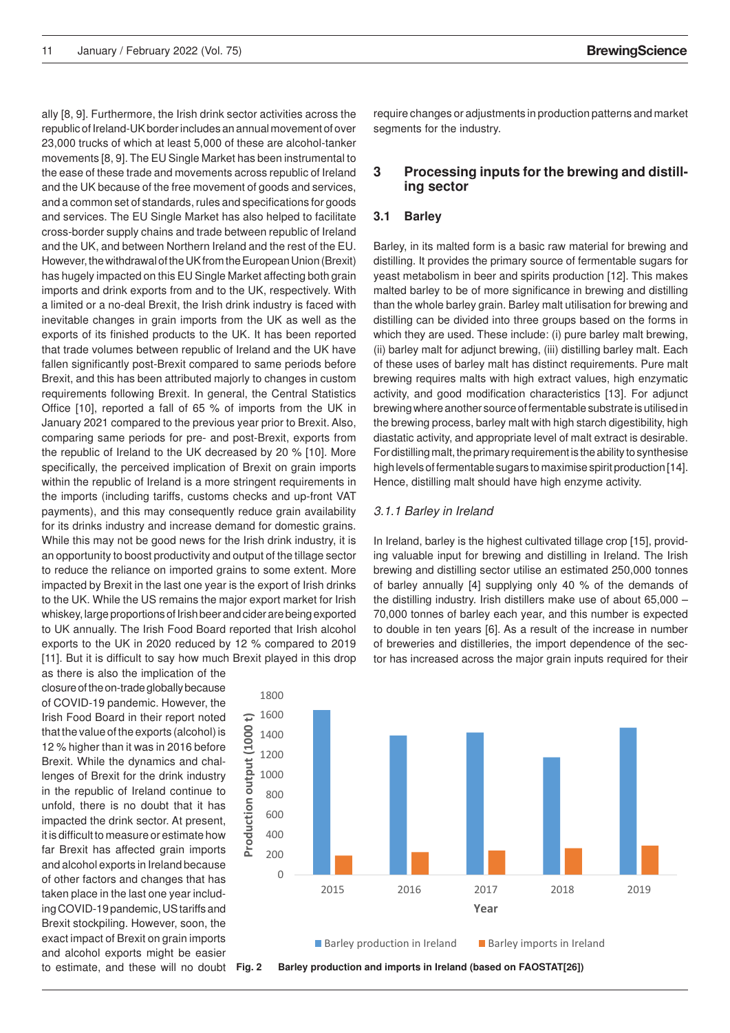ally [8, 9]. Furthermore, the Irish drink sector activities across the republic of Ireland-UK border includes an annual movement of over 23,000 trucks of which at least 5,000 of these are alcohol-tanker movements [8, 9]. The EU Single Market has been instrumental to the ease of these trade and movements across republic of Ireland and the UK because of the free movement of goods and services, and a common set of standards, rules and specifications for goods and services. The EU Single Market has also helped to facilitate cross-border supply chains and trade between republic of Ireland and the UK, and between Northern Ireland and the rest of the EU. However, the withdrawal of the UK from the European Union (Brexit) has hugely impacted on this EU Single Market affecting both grain imports and drink exports from and to the UK, respectively. With a limited or a no-deal Brexit, the Irish drink industry is faced with inevitable changes in grain imports from the UK as well as the exports of its finished products to the UK. It has been reported that trade volumes between republic of Ireland and the UK have fallen significantly post-Brexit compared to same periods before Brexit, and this has been attributed majorly to changes in custom requirements following Brexit. In general, the Central Statistics Office [10], reported a fall of 65 % of imports from the UK in January 2021 compared to the previous year prior to Brexit. Also, comparing same periods for pre- and post-Brexit, exports from the republic of Ireland to the UK decreased by 20 % [10]. More specifically, the perceived implication of Brexit on grain imports within the republic of Ireland is a more stringent requirements in the imports (including tariffs, customs checks and up-front VAT payments), and this may consequently reduce grain availability for its drinks industry and increase demand for domestic grains. While this may not be good news for the Irish drink industry, it is an opportunity to boost productivity and output of the tillage sector to reduce the reliance on imported grains to some extent. More impacted by Brexit in the last one year is the export of Irish drinks to the UK. While the US remains the major export market for Irish whiskey, large proportions of Irish beer and cider are being exported to UK annually. The Irish Food Board reported that Irish alcohol exports to the UK in 2020 reduced by 12 % compared to 2019 [11]. But it is difficult to say how much Brexit played in this drop as there is also the implication of the closure of the on-trade globally because of COVID-19 pandemic. However, the Irish Food Board in their report noted that the value of the exports (alcohol) is 12 % higher than it was in 2016 before Brexit. While the dynamics and challenges of Brexit for the drink industry in the republic of Ireland continue to unfold, there is no doubt that it has impacted the drink sector. At present, it is difficult to measure or estimate how far Brexit has affected grain imports and alcohol exports in Ireland because of other factors and changes that has taken place in the last one year including COVID-19 pandemic, US tariffs and Brexit stockpiling. However, soon, the exact impact of Brexit on grain imports and alcohol exports might be easier to estimate, and these will no doubt require changes or adjustments in production patterns and market segments for the industry.

## 3 Processing inputs for the brewing and distilling sector

### 3.1 Barley

Barley, in its malted form is a basic raw material for brewing and distilling. It provides the primary source of fermentable sugars for yeast metabolism in beer and spirits production [12]. This makes malted barley to be of more significance in brewing and distilling than the whole barley grain. Barley malt utilisation for brewing and distilling can be divided into three groups based on the forms in which they are used. These include: (i) pure barley malt brewing, (ii) barley malt for adjunct brewing, (iii) distilling barley malt. Each of these uses of barley malt has distinct requirements. Pure malt brewing requires malts with high extract values, high enzymatic activity, and good modification characteristics [13]. For adjunct brewing where another source of fermentable substrate is utilised in the brewing process, barley malt with high starch digestibility, high diastatic activity, and appropriate level of malt extract is desirable. For distilling malt, the primary requirement is the ability to synthesise high levels of fermentable sugars to maximise spirit production [14]. Hence, distilling malt should have high enzyme activity.

#### *3.1.1 Barley in Ireland*

In Ireland, barley is the highest cultivated tillage crop [15], providing valuable input for brewing and distilling in Ireland. The Irish brewing and distilling sector utilise an estimated 250,000 tonnes of barley annually [4] supplying only 40 % of the demands of the distilling industry. Irish distillers make use of about 65,000 – 70,000 tonnes of barley each year, and this number is expected to double in ten years [6]. As a result of the increase in number of breweries and distilleries, the import dependence of the sector has increased across the major grain inputs required for their

**Fig. 2 Barley production and imports in Ireland (based on FAOSTAT[26])**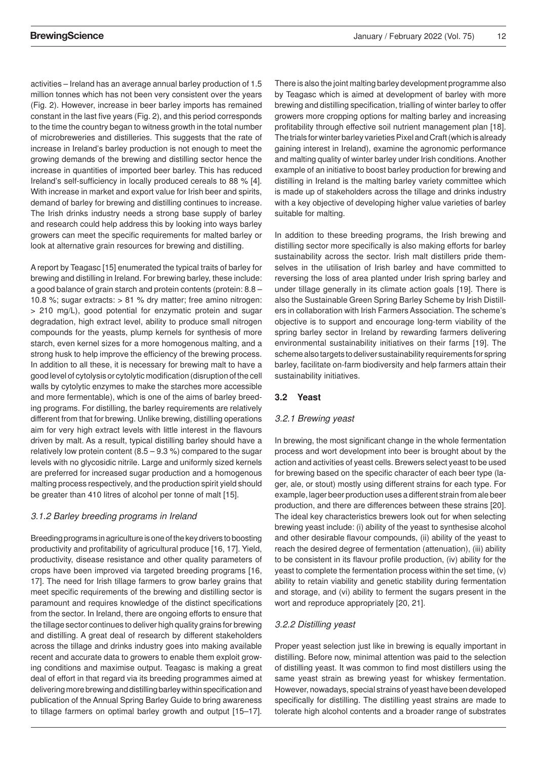activities – Ireland has an average annual barley production of 1.5 million tonnes which has not been very consistent over the years (Fig. 2). However, increase in beer barley imports has remained constant in the last five years (Fig. 2), and this period corresponds to the time the country began to witness growth in the total number of microbreweries and distilleries. This suggests that the rate of increase in Ireland's barley production is not enough to meet the growing demands of the brewing and distilling sector hence the increase in quantities of imported beer barley. This has reduced Ireland's self-sufficiency in locally produced cereals to 88 % [4]. With increase in market and export value for Irish beer and spirits, demand of barley for brewing and distilling continues to increase. The Irish drinks industry needs a strong base supply of barley and research could help address this by looking into ways barley growers can meet the specific requirements for malted barley or look at alternative grain resources for brewing and distilling.

A report by Teagasc [15] enumerated the typical traits of barley for brewing and distilling in Ireland. For brewing barley, these include: a good balance of grain starch and protein contents (protein: 8.8 – 10.8 %; sugar extracts: > 81 % dry matter; free amino nitrogen: > 210 mg/L), good potential for enzymatic protein and sugar degradation, high extract level, ability to produce small nitrogen compounds for the yeasts, plump kernels for synthesis of more starch, even kernel sizes for a more homogenous malting, and a strong husk to help improve the efficiency of the brewing process. In addition to all these, it is necessary for brewing malt to have a good level of cytolysis or cytolytic modification (disruption of the cell walls by cytolytic enzymes to make the starches more accessible and more fermentable), which is one of the aims of barley breeding programs. For distilling, the barley requirements are relatively different from that for brewing. Unlike brewing, distilling operations aim for very high extract levels with little interest in the flavours driven by malt. As a result, typical distilling barley should have a relatively low protein content (8.5 – 9.3 %) compared to the sugar levels with no glycosidic nitrile. Large and uniformly sized kernels are preferred for increased sugar production and a homogenous malting process respectively, and the production spirit yield should be greater than 410 litres of alcohol per tonne of malt [15].

### *3.1.2 Barley breeding programs in Ireland*

Breeding programs in agriculture is one of the key drivers to boosting productivity and profitability of agricultural produce [16, 17]. Yield, productivity, disease resistance and other quality parameters of crops have been improved via targeted breeding programs [16, 17]. The need for Irish tillage farmers to grow barley grains that meet specific requirements of the brewing and distilling sector is paramount and requires knowledge of the distinct specifications from the sector. In Ireland, there are ongoing efforts to ensure that the tillage sector continues to deliver high quality grains for brewing and distilling. A great deal of research by different stakeholders across the tillage and drinks industry goes into making available recent and accurate data to growers to enable them exploit growing conditions and maximise output. Teagasc is making a great deal of effort in that regard via its breeding programmes aimed at delivering more brewing and distilling barley within specification and publication of the Annual Spring Barley Guide to bring awareness to tillage farmers on optimal barley growth and output [15–17]. There is also the joint malting barley development programme also by Teagasc which is aimed at development of barley with more brewing and distilling specification, trialling of winter barley to offer growers more cropping options for malting barley and increasing profitability through effective soil nutrient management plan [18]. The trials for winter barley varieties Pixel and Craft (which is already gaining interest in Ireland), examine the agronomic performance and malting quality of winter barley under Irish conditions. Another example of an initiative to boost barley production for brewing and distilling in Ireland is the malting barley variety committee which is made up of stakeholders across the tillage and drinks industry with a key objective of developing higher value varieties of barley suitable for malting.

In addition to these breeding programs, the Irish brewing and distilling sector more specifically is also making efforts for barley sustainability across the sector. Irish malt distillers pride themselves in the utilisation of Irish barley and have committed to reversing the loss of area planted under Irish spring barley and under tillage generally in its climate action goals [19]. There is also the Sustainable Green Spring Barley Scheme by Irish Distillers in collaboration with Irish Farmers Association. The scheme's objective is to support and encourage long-term viability of the spring barley sector in Ireland by rewarding farmers delivering environmental sustainability initiatives on their farms [19]. The scheme also targets to deliver sustainability requirements for spring barley, facilitate on-farm biodiversity and help farmers attain their sustainability initiatives.

## 3.2 Yeast

### *3.2.1 Brewing yeast*

In brewing, the most significant change in the whole fermentation process and wort development into beer is brought about by the action and activities of yeast cells. Brewers select yeast to be used for brewing based on the specific character of each beer type (lager, ale, or stout) mostly using different strains for each type. For example, lager beer production uses a different strain from ale beer production, and there are differences between these strains [20]. The ideal key characteristics brewers look out for when selecting brewing yeast include: (i) ability of the yeast to synthesise alcohol and other desirable flavour compounds, (ii) ability of the yeast to reach the desired degree of fermentation (attenuation), (iii) ability to be consistent in its flavour profile production, (iv) ability for the yeast to complete the fermentation process within the set time, (v) ability to retain viability and genetic stability during fermentation and storage, and (vi) ability to ferment the sugars present in the wort and reproduce appropriately [20, 21].

### *3.2.2 Distilling yeast*

Proper yeast selection just like in brewing is equally important in distilling. Before now, minimal attention was paid to the selection of distilling yeast. It was common to find most distillers using the same yeast strain as brewing yeast for whiskey fermentation. However, nowadays, special strains of yeast have been developed specifically for distilling. The distilling yeast strains are made to tolerate high alcohol contents and a broader range of substrates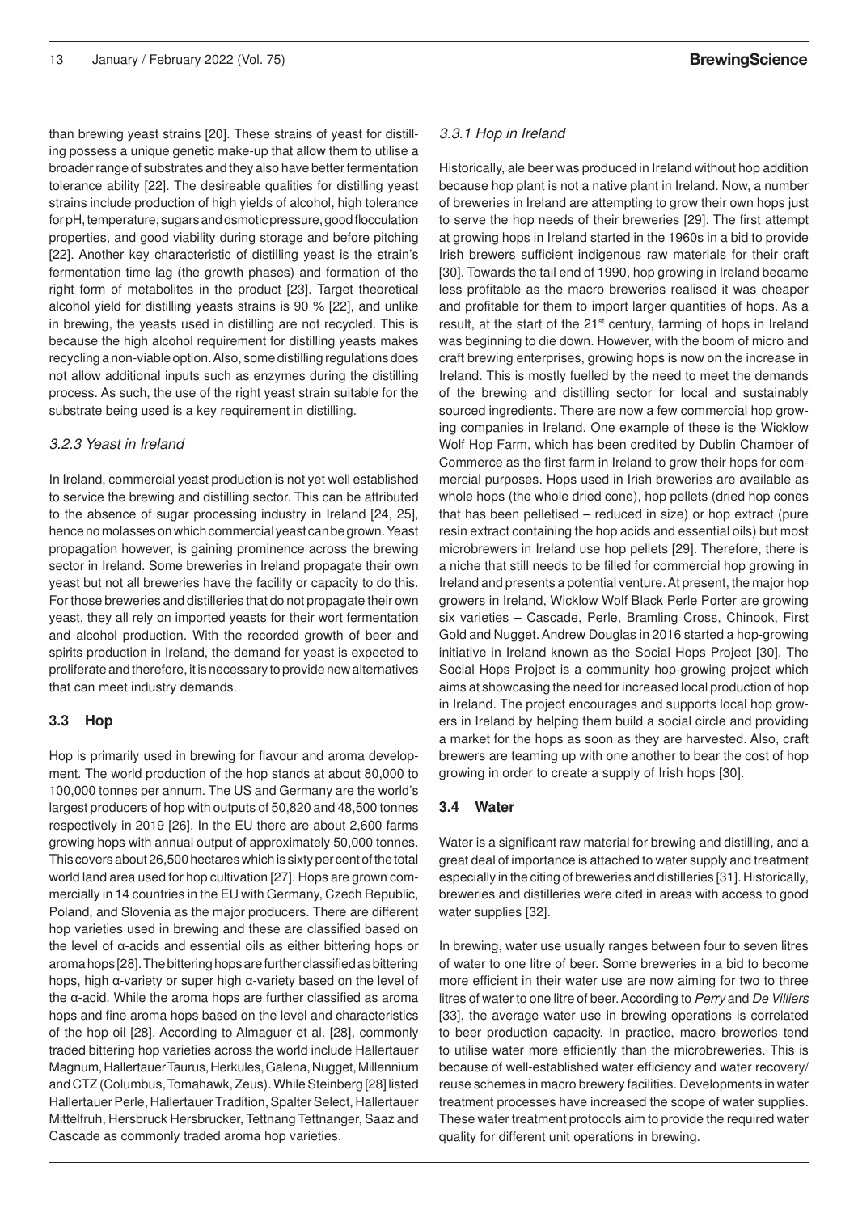than brewing yeast strains [20]. These strains of yeast for distilling possess a unique genetic make-up that allow them to utilise a broader range of substrates and they also have better fermentation tolerance ability [22]. The desireable qualities for distilling yeast strains include production of high yields of alcohol, high tolerance for pH, temperature, sugars and osmotic pressure, good flocculation properties, and good viability during storage and before pitching [22]. Another key characteristic of distilling yeast is the strain's fermentation time lag (the growth phases) and formation of the right form of metabolites in the product [23]. Target theoretical alcohol yield for distilling yeasts strains is 90 % [22], and unlike in brewing, the yeasts used in distilling are not recycled. This is because the high alcohol requirement for distilling yeasts makes recycling a non-viable option. Also, some distilling regulations does not allow additional inputs such as enzymes during the distilling process. As such, the use of the right yeast strain suitable for the substrate being used is a key requirement in distilling.

### *3.2.3 Yeast in Ireland*

In Ireland, commercial yeast production is not yet well established to service the brewing and distilling sector. This can be attributed to the absence of sugar processing industry in Ireland [24, 25], hence no molasses on which commercial yeast can be grown. Yeast propagation however, is gaining prominence across the brewing sector in Ireland. Some breweries in Ireland propagate their own yeast but not all breweries have the facility or capacity to do this. For those breweries and distilleries that do not propagate their own yeast, they all rely on imported yeasts for their wort fermentation and alcohol production. With the recorded growth of beer and spirits production in Ireland, the demand for yeast is expected to proliferate and therefore, it is necessary to provide new alternatives that can meet industry demands.

## 3.3 Hop

Hop is primarily used in brewing for flavour and aroma development. The world production of the hop stands at about 80,000 to 100,000 tonnes per annum. The US and Germany are the world's largest producers of hop with outputs of 50,820 and 48,500 tonnes respectively in 2019 [26]. In the EU there are about 2,600 farms growing hops with annual output of approximately 50,000 tonnes. This covers about 26,500 hectares which is sixty per cent of the total world land area used for hop cultivation [27]. Hops are grown commercially in 14 countries in the EU with Germany, Czech Republic, Poland, and Slovenia as the major producers. There are different hop varieties used in brewing and these are classified based on the level of α-acids and essential oils as either bittering hops or aroma hops [28]. The bittering hops are further classified as bittering hops, high α-variety or super high α-variety based on the level of the α-acid. While the aroma hops are further classified as aroma hops and fine aroma hops based on the level and characteristics of the hop oil [28]. According to Almaguer et al. [28], commonly traded bittering hop varieties across the world include Hallertauer Magnum, Hallertauer Taurus, Herkules, Galena, Nugget, Millennium and CTZ (Columbus, Tomahawk, Zeus). While Steinberg [28] listed Hallertauer Perle, Hallertauer Tradition, Spalter Select, Hallertauer Mittelfruh, Hersbruck Hersbrucker, Tettnang Tettnanger, Saaz and Cascade as commonly traded aroma hop varieties.

### *3.3.1 Hop in Ireland*

Historically, ale beer was produced in Ireland without hop addition because hop plant is not a native plant in Ireland. Now, a number of breweries in Ireland are attempting to grow their own hops just to serve the hop needs of their breweries [29]. The first attempt at growing hops in Ireland started in the 1960s in a bid to provide Irish brewers sufficient indigenous raw materials for their craft [30]. Towards the tail end of 1990, hop growing in Ireland became less profitable as the macro breweries realised it was cheaper and profitable for them to import larger quantities of hops. As a result, at the start of the 21st century, farming of hops in Ireland was beginning to die down. However, with the boom of micro and craft brewing enterprises, growing hops is now on the increase in Ireland. This is mostly fuelled by the need to meet the demands of the brewing and distilling sector for local and sustainably sourced ingredients. There are now a few commercial hop growing companies in Ireland. One example of these is the Wicklow Wolf Hop Farm, which has been credited by Dublin Chamber of Commerce as the first farm in Ireland to grow their hops for commercial purposes. Hops used in Irish breweries are available as whole hops (the whole dried cone), hop pellets (dried hop cones that has been pelletised – reduced in size) or hop extract (pure resin extract containing the hop acids and essential oils) but most microbrewers in Ireland use hop pellets [29]. Therefore, there is a niche that still needs to be filled for commercial hop growing in Ireland and presents a potential venture. At present, the major hop growers in Ireland, Wicklow Wolf Black Perle Porter are growing six varieties – Cascade, Perle, Bramling Cross, Chinook, First Gold and Nugget. Andrew Douglas in 2016 started a hop-growing initiative in Ireland known as the Social Hops Project [30]. The Social Hops Project is a community hop-growing project which aims at showcasing the need for increased local production of hop in Ireland. The project encourages and supports local hop growers in Ireland by helping them build a social circle and providing a market for the hops as soon as they are harvested. Also, craft brewers are teaming up with one another to bear the cost of hop growing in order to create a supply of Irish hops [30].

## 3.4 Water

Water is a significant raw material for brewing and distilling, and a great deal of importance is attached to water supply and treatment especially in the citing of breweries and distilleries [31]. Historically, breweries and distilleries were cited in areas with access to good water supplies [32].

In brewing, water use usually ranges between four to seven litres of water to one litre of beer. Some breweries in a bid to become more efficient in their water use are now aiming for two to three litres of water to one litre of beer. According to *Perry* and *De Villiers* [33], the average water use in brewing operations is correlated to beer production capacity. In practice, macro breweries tend to utilise water more efficiently than the microbreweries. This is because of well-established water efficiency and water recovery/reuse schemes in macro brewery facilities. Developments in water treatment processes have increased the scope of water supplies. These water treatment protocols aim to provide the required water quality for different unit operations in brewing.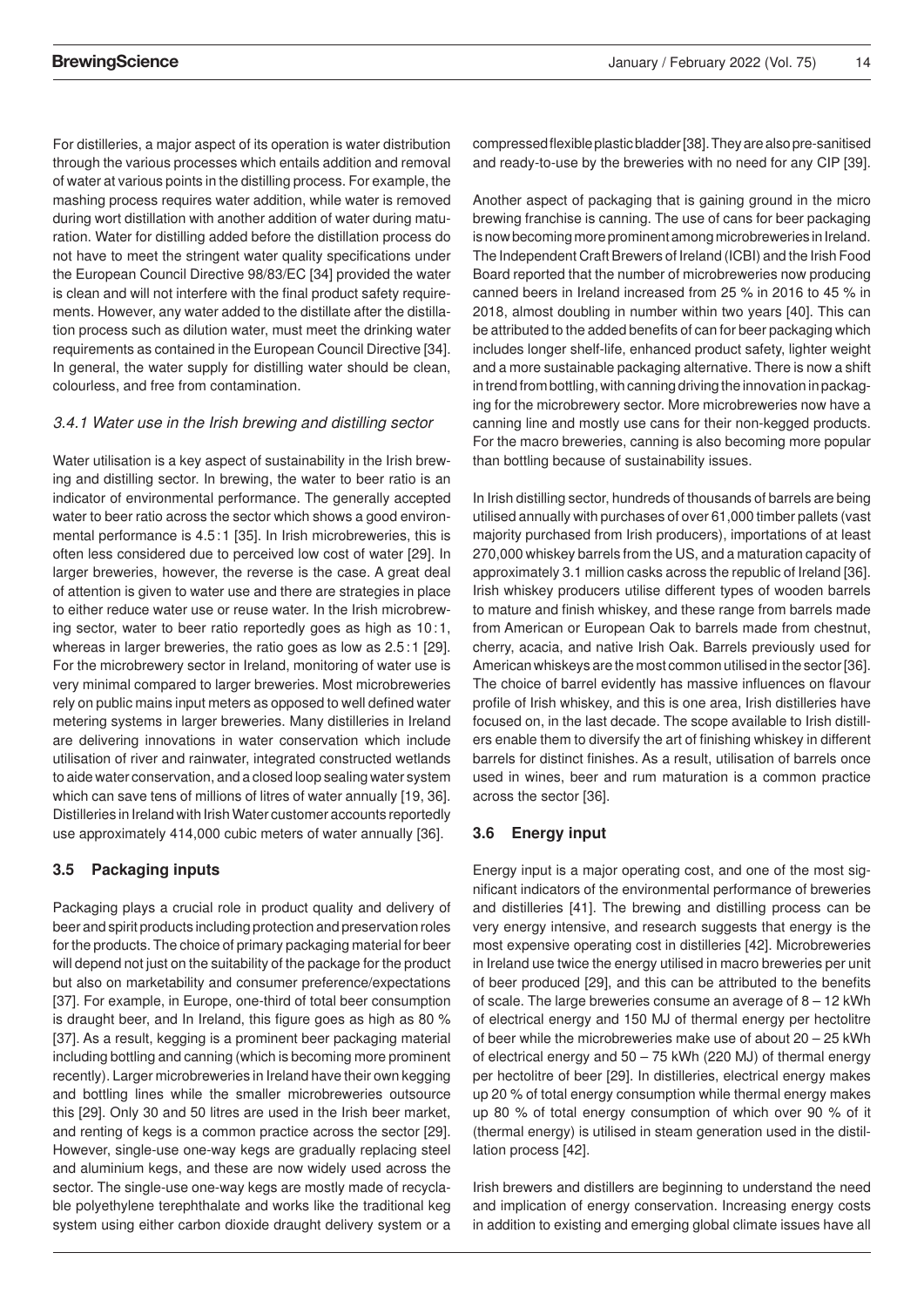For distilleries, a major aspect of its operation is water distribution through the various processes which entails addition and removal of water at various points in the distilling process. For example, the mashing process requires water addition, while water is removed during wort distillation with another addition of water during maturation. Water for distilling added before the distillation process do not have to meet the stringent water quality specifications under the European Council Directive 98/83/EC [34] provided the water is clean and will not interfere with the final product safety requirements. However, any water added to the distillate after the distillation process such as dilution water, must meet the drinking water requirements as contained in the European Council Directive [34]. In general, the water supply for distilling water should be clean, colourless, and free from contamination.

#### *3.4.1 Water use in the Irish brewing and distilling sector*

Water utilisation is a key aspect of sustainability in the Irish brewing and distilling sector. In brewing, the water to beer ratio is an indicator of environmental performance. The generally accepted water to beer ratio across the sector which shows a good environmental performance is 4.5 : 1 [35]. In Irish microbreweries, this is often less considered due to perceived low cost of water [29]. In larger breweries, however, the reverse is the case. A great deal of attention is given to water use and there are strategies in place to either reduce water use or reuse water. In the Irish microbrewing sector, water to beer ratio reportedly goes as high as 10 : 1, whereas in larger breweries, the ratio goes as low as 2.5 : 1 [29]. For the microbrewery sector in Ireland, monitoring of water use is very minimal compared to larger breweries. Most microbreweries rely on public mains input meters as opposed to well defined water metering systems in larger breweries. Many distilleries in Ireland are delivering innovations in water conservation which include utilisation of river and rainwater, integrated constructed wetlands to aide water conservation, and a closed loop sealing water system which can save tens of millions of litres of water annually [19, 36]. Distilleries in Ireland with Irish Water customer accounts reportedly use approximately 414,000 cubic meters of water annually [36].

### 3.5 Packaging inputs

Packaging plays a crucial role in product quality and delivery of beer and spirit products including protection and preservation roles for the products. The choice of primary packaging material for beer will depend not just on the suitability of the package for the product but also on marketability and consumer preference/expectations [37]. For example, in Europe, one-third of total beer consumption is draught beer, and In Ireland, this figure goes as high as 80 % [37]. As a result, kegging is a prominent beer packaging material including bottling and canning (which is becoming more prominent recently). Larger microbreweries in Ireland have their own kegging and bottling lines while the smaller microbreweries outsource this [29]. Only 30 and 50 litres are used in the Irish beer market, and renting of kegs is a common practice across the sector [29]. However, single-use one-way kegs are gradually replacing steel and aluminium kegs, and these are now widely used across the sector. The single-use one-way kegs are mostly made of recyclable polyethylene terephthalate and works like the traditional keg system using either carbon dioxide draught delivery system or a compressed flexible plastic bladder [38]. They are also pre-sanitised and ready-to-use by the breweries with no need for any CIP [39].

Another aspect of packaging that is gaining ground in the micro brewing franchise is canning. The use of cans for beer packaging is now becoming more prominent among microbreweries in Ireland. The Independent Craft Brewers of Ireland (ICBI) and the Irish Food Board reported that the number of microbreweries now producing canned beers in Ireland increased from 25 % in 2016 to 45 % in 2018, almost doubling in number within two years [40]. This can be attributed to the added benefits of can for beer packaging which includes longer shelf-life, enhanced product safety, lighter weight and a more sustainable packaging alternative. There is now a shift in trend from bottling, with canning driving the innovation in packaging for the microbrewery sector. More microbreweries now have a canning line and mostly use cans for their non-kegged products. For the macro breweries, canning is also becoming more popular than bottling because of sustainability issues.

In Irish distilling sector, hundreds of thousands of barrels are being utilised annually with purchases of over 61,000 timber pallets (vast majority purchased from Irish producers), importations of at least 270,000 whiskey barrels from the US, and a maturation capacity of approximately 3.1 million casks across the republic of Ireland [36]. Irish whiskey producers utilise different types of wooden barrels to mature and finish whiskey, and these range from barrels made from American or European Oak to barrels made from chestnut, cherry, acacia, and native Irish Oak. Barrels previously used for American whiskeys are the most common utilised in the sector [36]. The choice of barrel evidently has massive influences on flavour profile of Irish whiskey, and this is one area, Irish distilleries have focused on, in the last decade. The scope available to Irish distillers enable them to diversify the art of finishing whiskey in different barrels for distinct finishes. As a result, utilisation of barrels once used in wines, beer and rum maturation is a common practice across the sector [36].

### 3.6 Energy input

Energy input is a major operating cost, and one of the most significant indicators of the environmental performance of breweries and distilleries [41]. The brewing and distilling process can be very energy intensive, and research suggests that energy is the most expensive operating cost in distilleries [42]. Microbreweries in Ireland use twice the energy utilised in macro breweries per unit of beer produced [29], and this can be attributed to the benefits of scale. The large breweries consume an average of 8 – 12 kWh of electrical energy and 150 MJ of thermal energy per hectolitre of beer while the microbreweries make use of about 20 – 25 kWh of electrical energy and 50 – 75 kWh (220 MJ) of thermal energy per hectolitre of beer [29]. In distilleries, electrical energy makes up 20 % of total energy consumption while thermal energy makes up 80 % of total energy consumption of which over 90 % of it (thermal energy) is utilised in steam generation used in the distillation process [42].

Irish brewers and distillers are beginning to understand the need and implication of energy conservation. Increasing energy costs in addition to existing and emerging global climate issues have all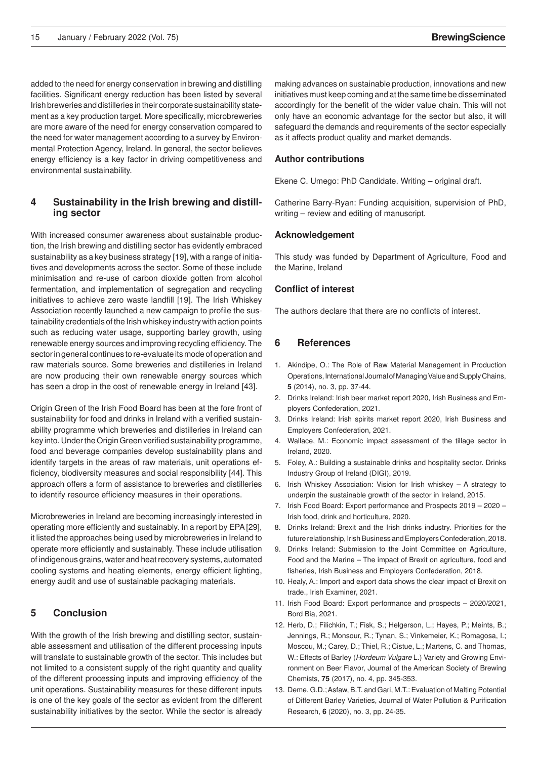added to the need for energy conservation in brewing and distilling facilities. Significant energy reduction has been listed by several Irish breweries and distilleries in their corporate sustainability statement as a key production target. More specifically, microbreweries are more aware of the need for energy conservation compared to the need for water management according to a survey by Environmental Protection Agency, Ireland. In general, the sector believes energy efficiency is a key factor in driving competitiveness and environmental sustainability.

## 4 Sustainability in the Irish brewing and distilling sector

With increased consumer awareness about sustainable production, the Irish brewing and distilling sector has evidently embraced sustainability as a key business strategy [19], with a range of initiatives and developments across the sector. Some of these include minimisation and re-use of carbon dioxide gotten from alcohol fermentation, and implementation of segregation and recycling initiatives to achieve zero waste landfill [19]. The Irish Whiskey Association recently launched a new campaign to profile the sustainability credentials of the Irish whiskey industry with action points such as reducing water usage, supporting barley growth, using renewable energy sources and improving recycling efficiency. The sector in general continues to re-evaluate its mode of operation and raw materials source. Some breweries and distilleries in Ireland are now producing their own renewable energy sources which has seen a drop in the cost of renewable energy in Ireland [43].

Origin Green of the Irish Food Board has been at the fore front of sustainability for food and drinks in Ireland with a verified sustainability programme which breweries and distilleries in Ireland can key into. Under the Origin Green verified sustainability programme, food and beverage companies develop sustainability plans and identify targets in the areas of raw materials, unit operations efficiency, biodiversity measures and social responsibility [44]. This approach offers a form of assistance to breweries and distilleries to identify resource efficiency measures in their operations.

Microbreweries in Ireland are becoming increasingly interested in operating more efficiently and sustainably. In a report by EPA [29], it listed the approaches being used by microbreweries in Ireland to operate more efficiently and sustainably. These include utilisation of indigenous grains, water and heat recovery systems, automated cooling systems and heating elements, energy efficient lighting, energy audit and use of sustainable packaging materials.

## 5 Conclusion

With the growth of the Irish brewing and distilling sector, sustainable assessment and utilisation of the different processing inputs will translate to sustainable growth of the sector. This includes but not limited to a consistent supply of the right quantity and quality of the different processing inputs and improving efficiency of the unit operations. Sustainability measures for these different inputs is one of the key goals of the sector as evident from the different sustainability initiatives by the sector. While the sector is already making advances on sustainable production, innovations and new initiatives must keep coming and at the same time be disseminated accordingly for the benefit of the wider value chain. This will not only have an economic advantage for the sector but also, it will safeguard the demands and requirements of the sector especially as it affects product quality and market demands.

### Author contributions

Ekene C. Umego: PhD Candidate. Writing – original draft.

Catherine Barry-Ryan: Funding acquisition, supervision of PhD, writing – review and editing of manuscript.

### Acknowledgement

This study was funded by Department of Agriculture, Food and the Marine, Ireland

### Conflict of interest

The authors declare that there are no conflicts of interest.

## 6 References

1. Akindipe, O.: The Role of Raw Material Management in Production Operations, International Journal of Managing Value and Supply Chains, **5** (2014), no. 3, pp. 37-44.
2. Drinks Ireland: Irish beer market report 2020, Irish Business and Employers Confederation, 2021.
3. Drinks Ireland: Irish spirits market report 2020, Irish Business and Employers Confederation, 2021.
4. Wallace, M.: Economic impact assessment of the tillage sector in Ireland, 2020.
5. Foley, A.: Building a sustainable drinks and hospitality sector. Drinks Industry Group of Ireland (DIGI), 2019.
6. Irish Whiskey Association: Vision for Irish whiskey – A strategy to underpin the sustainable growth of the sector in Ireland, 2015.
7. Irish Food Board: Export performance and Prospects 2019 – 2020 – Irish food, drink and horticulture, 2020.
8. Drinks Ireland: Brexit and the Irish drinks industry. Priorities for the future relationship, Irish Business and Employers Confederation, 2018.
9. Drinks Ireland: Submission to the Joint Committee on Agriculture, Food and the Marine – The impact of Brexit on agriculture, food and fisheries, Irish Business and Employers Confederation, 2018.
10. Healy, A.: Import and export data shows the clear impact of Brexit on trade., Irish Examiner, 2021.
11. Irish Food Board: Export performance and prospects – 2020/2021, Bord Bia, 2021.
12. Herb, D.; Filichkin, T.; Fisk, S.; Helgerson, L.; Hayes, P.; Meints, B.; Jennings, R.; Monsour, R.; Tynan, S.; Vinkemeier, K.; Romagosa, I.; Moscou, M.; Carey, D.; Thiel, R.; Cistue, L.; Martens, C. and Thomas, W.: Effects of Barley (*Hordeum Vulgare* L.) Variety and Growing Environment on Beer Flavor, Journal of the American Society of Brewing Chemists, **75** (2017), no. 4, pp. 345-353.
13. Deme, G.D.; Asfaw, B.T. and Gari, M.T.: Evaluation of Malting Potential of Different Barley Varieties, Journal of Water Pollution & Purification Research, **6** (2020), no. 3, pp. 24-35.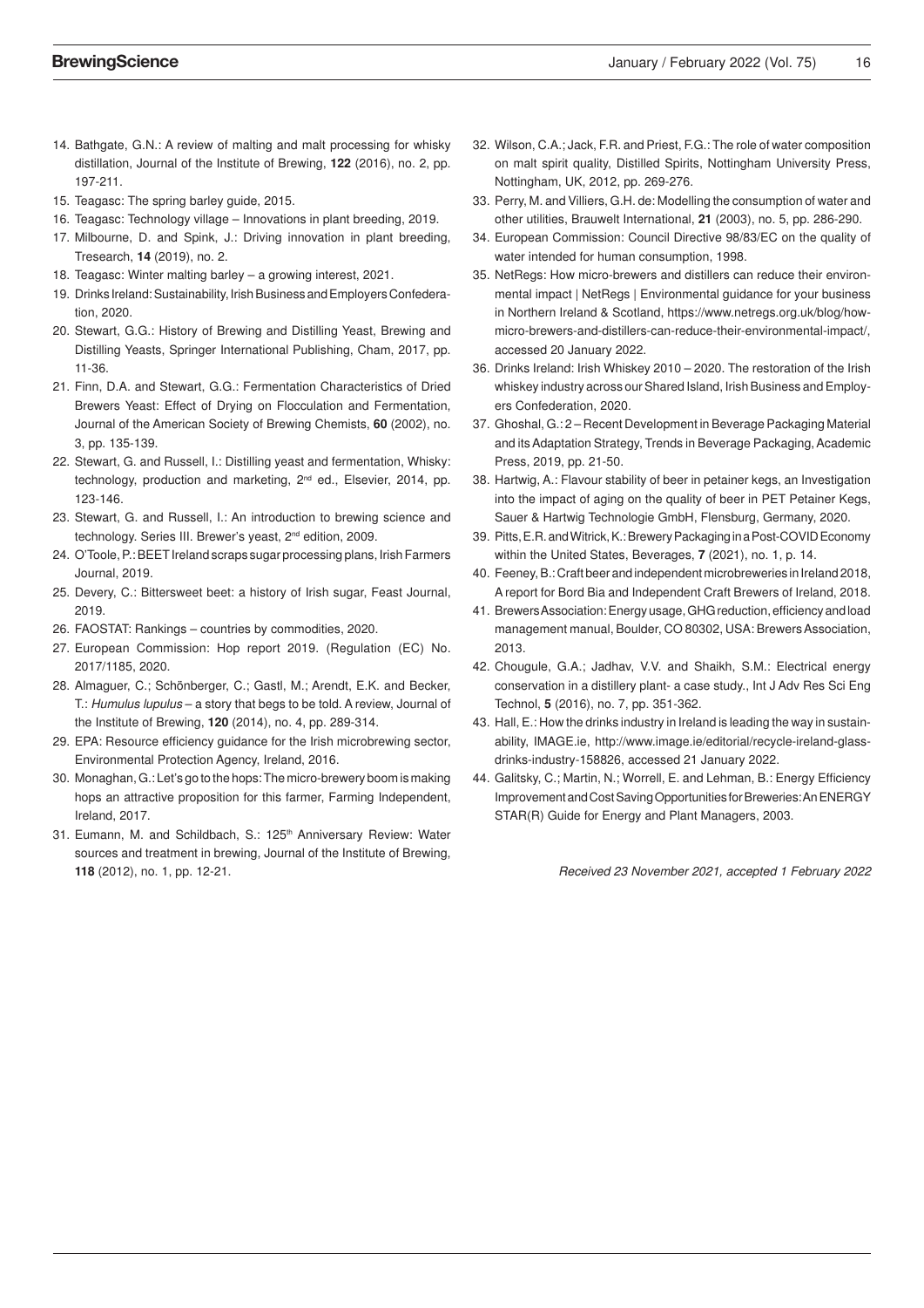14. Bathgate, G.N.: A review of malting and malt processing for whisky distillation, Journal of the Institute of Brewing, **122** (2016), no. 2, pp. 197-211.
15. Teagasc: The spring barley guide, 2015.
16. Teagasc: Technology village – Innovations in plant breeding, 2019.
17. Milbourne, D. and Spink, J.: Driving innovation in plant breeding, Tresearch, **14** (2019), no. 2.
18. Teagasc: Winter malting barley – a growing interest, 2021.
19. Drinks Ireland: Sustainability, Irish Business and Employers Confederation, 2020.
20. Stewart, G.G.: History of Brewing and Distilling Yeast, Brewing and Distilling Yeasts, Springer International Publishing, Cham, 2017, pp. 11-36.
21. Finn, D.A. and Stewart, G.G.: Fermentation Characteristics of Dried Brewers Yeast: Effect of Drying on Flocculation and Fermentation, Journal of the American Society of Brewing Chemists, **60** (2002), no. 3, pp. 135-139.
22. Stewart, G. and Russell, I.: Distilling yeast and fermentation, Whisky: technology, production and marketing, 2nd ed., Elsevier, 2014, pp. 123-146.
23. Stewart, G. and Russell, I.: An introduction to brewing science and technology. Series III. Brewer's yeast, 2nd edition, 2009.
24. O'Toole, P.: BEET Ireland scraps sugar processing plans, Irish Farmers Journal, 2019.
25. Devery, C.: Bittersweet beet: a history of Irish sugar, Feast Journal, 2019.
26. FAOSTAT: Rankings – countries by commodities, 2020.
27. European Commission: Hop report 2019. (Regulation (EC) No. 2017/1185, 2020.
28. Almaguer, C.; Schönberger, C.; Gastl, M.; Arendt, E.K. and Becker, T.: *Humulus lupulus* – a story that begs to be told. A review, Journal of the Institute of Brewing, **120** (2014), no. 4, pp. 289-314.
29. EPA: Resource efficiency guidance for the Irish microbrewing sector, Environmental Protection Agency, Ireland, 2016.
30. Monaghan, G.: Let's go to the hops: The micro-brewery boom is making hops an attractive proposition for this farmer, Farming Independent, Ireland, 2017.
31. Eumann, M. and Schildbach, S.: 125th Anniversary Review: Water sources and treatment in brewing, Journal of the Institute of Brewing, **118** (2012), no. 1, pp. 12-21.
32. Wilson, C.A.; Jack, F.R. and Priest, F.G.: The role of water composition on malt spirit quality, Distilled Spirits, Nottingham University Press, Nottingham, UK, 2012, pp. 269-276.
33. Perry, M. and Villiers, G.H. de: Modelling the consumption of water and other utilities, Brauwelt International, **21** (2003), no. 5, pp. 286-290.
34. European Commission: Council Directive 98/83/EC on the quality of water intended for human consumption, 1998.
35. NetRegs: How micro-brewers and distillers can reduce their environmental impact | NetRegs | Environmental guidance for your business in Northern Ireland & Scotland, https://www.netregs.org.uk/blog/how-micro-brewers-and-distillers-can-reduce-their-environmental-impact/, accessed 20 January 2022.
36. Drinks Ireland: Irish Whiskey 2010 – 2020. The restoration of the Irish whiskey industry across our Shared Island, Irish Business and Employers Confederation, 2020.
37. Ghoshal, G.: 2 – Recent Development in Beverage Packaging Material and its Adaptation Strategy, Trends in Beverage Packaging, Academic Press, 2019, pp. 21-50.
38. Hartwig, A.: Flavour stability of beer in petainer kegs, an Investigation into the impact of aging on the quality of beer in PET Petainer Kegs, Sauer & Hartwig Technologie GmbH, Flensburg, Germany, 2020.
39. Pitts, E.R. and Witrick, K.: Brewery Packaging in a Post-COVID Economy within the United States, Beverages, **7** (2021), no. 1, p. 14.
40. Feeney, B.: Craft beer and independent microbreweries in Ireland 2018, A report for Bord Bia and Independent Craft Brewers of Ireland, 2018.
41. Brewers Association: Energy usage, GHG reduction, efficiency and load management manual, Boulder, CO 80302, USA: Brewers Association, 2013.
42. Chougule, G.A.; Jadhav, V.V. and Shaikh, S.M.: Electrical energy conservation in a distillery plant- a case study., Int J Adv Res Sci Eng Technol, **5** (2016), no. 7, pp. 351-362.
43. Hall, E.: How the drinks industry in Ireland is leading the way in sustainability, IMAGE.ie, http://www.image.ie/editorial/recycle-ireland-glass-drinks-industry-158826, accessed 21 January 2022.
44. Galitsky, C.; Martin, N.; Worrell, E. and Lehman, B.: Energy Efficiency Improvement and Cost Saving Opportunities for Breweries: An ENERGY STAR(R) Guide for Energy and Plant Managers, 2003.

*Received 23 November 2021, accepted 1 February 2022*